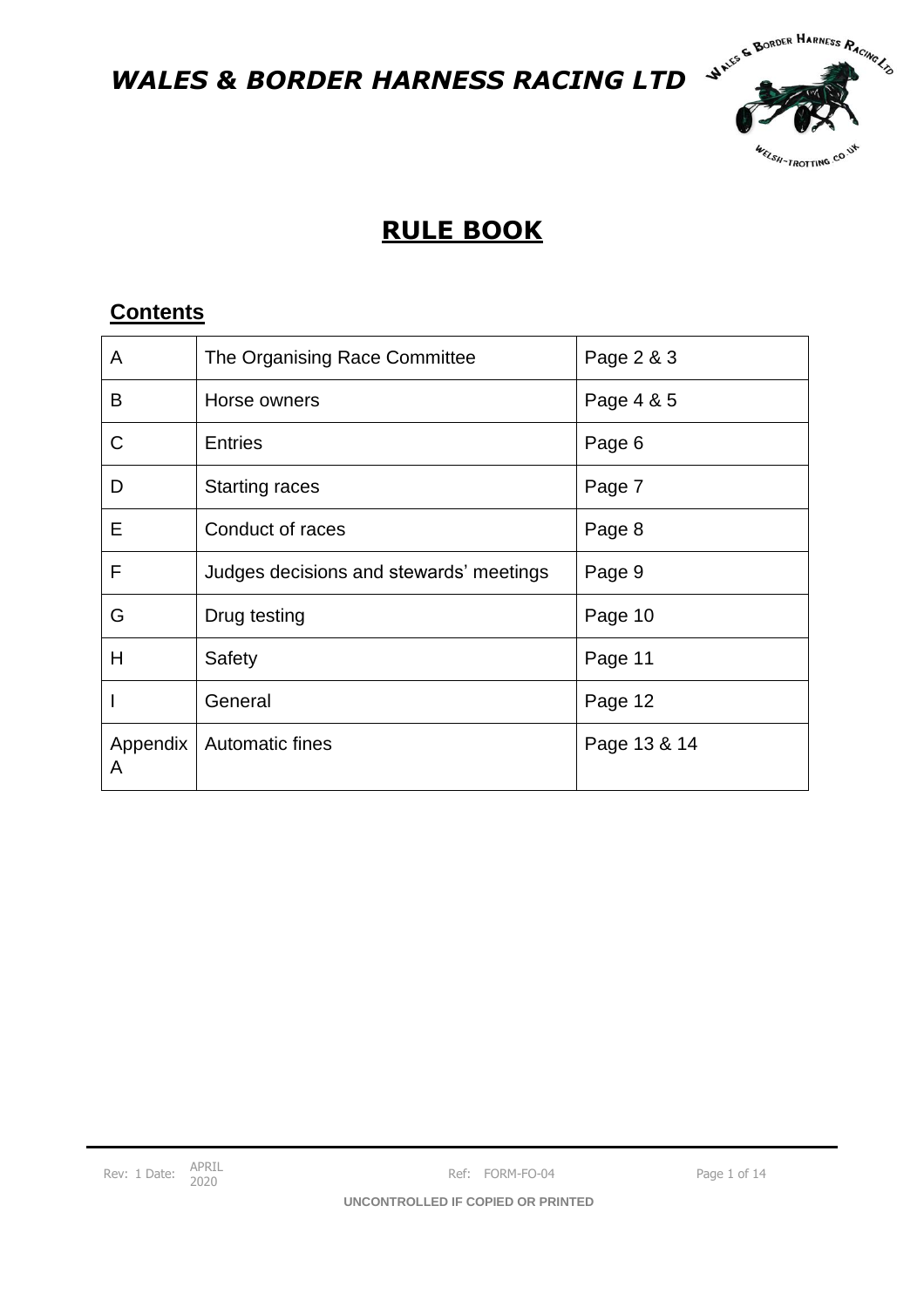*WALES & BORDER HARNESS RACING LTD*

# RULE BOOK

## Contents

| | | |
|---|---|---|
| A | The Organising Race Committee | Page 2 & 3 |
| B | Horse owners | Page 4 & 5 |
| C | Entries | Page 6 |
| D | Starting races | Page 7 |
| E | Conduct of races | Page 8 |
| F | Judges decisions and stewards' meetings | Page 9 |
| G | Drug testing | Page 10 |
| H | Safety | Page 11 |
| I | General | Page 12 |
| Appendix A | Automatic fines | Page 13 & 14 |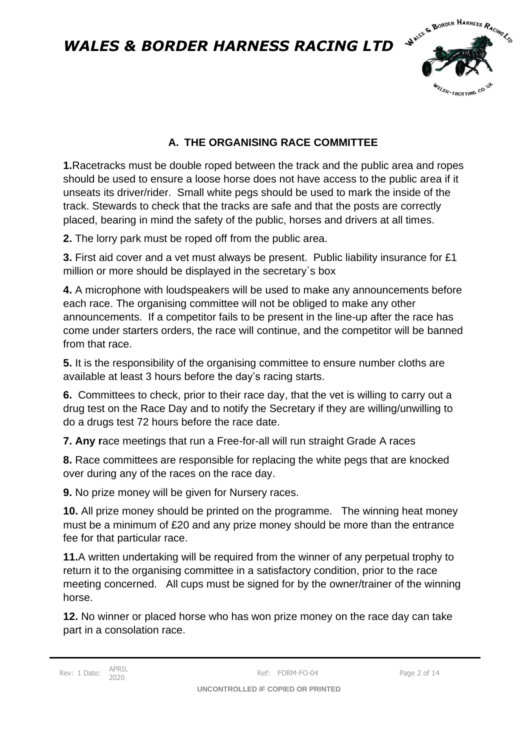## A. THE ORGANISING RACE COMMITTEE

**1.** Racetracks must be double roped between the track and the public area and ropes should be used to ensure a loose horse does not have access to the public area if it unseats its driver/rider. Small white pegs should be used to mark the inside of the track. Stewards to check that the tracks are safe and that the posts are correctly placed, bearing in mind the safety of the public, horses and drivers at all times.

**2.** The lorry park must be roped off from the public area.

**3.** First aid cover and a vet must always be present. Public liability insurance for £1 million or more should be displayed in the secretary`s box

**4.** A microphone with loudspeakers will be used to make any announcements before each race. The organising committee will not be obliged to make any other announcements. If a competitor fails to be present in the line-up after the race has come under starters orders, the race will continue, and the competitor will be banned from that race.

**5.** It is the responsibility of the organising committee to ensure number cloths are available at least 3 hours before the day's racing starts.

**6.** Committees to check, prior to their race day, that the vet is willing to carry out a drug test on the Race Day and to notify the Secretary if they are willing/unwilling to do a drugs test 72 hours before the race date.

**7. Any r**ace meetings that run a Free-for-all will run straight Grade A races

**8.** Race committees are responsible for replacing the white pegs that are knocked over during any of the races on the race day.

**9.** No prize money will be given for Nursery races.

**10.** All prize money should be printed on the programme. The winning heat money must be a minimum of £20 and any prize money should be more than the entrance fee for that particular race.

**11.** A written undertaking will be required from the winner of any perpetual trophy to return it to the organising committee in a satisfactory condition, prior to the race meeting concerned. All cups must be signed for by the owner/trainer of the winning horse.

**12.** No winner or placed horse who has won prize money on the race day can take part in a consolation race.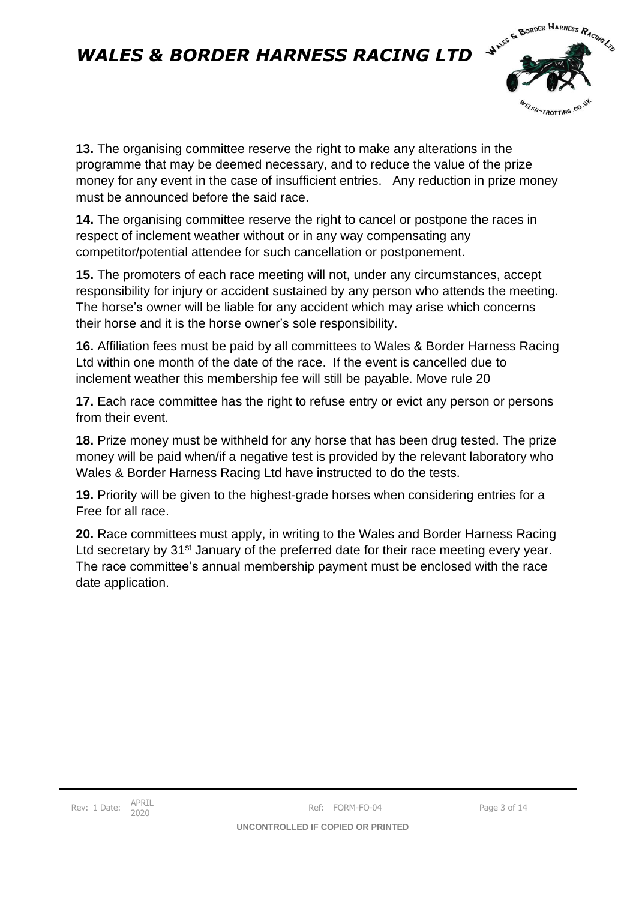**13.** The organising committee reserve the right to make any alterations in the programme that may be deemed necessary, and to reduce the value of the prize money for any event in the case of insufficient entries. Any reduction in prize money must be announced before the said race.

**14.** The organising committee reserve the right to cancel or postpone the races in respect of inclement weather without or in any way compensating any competitor/potential attendee for such cancellation or postponement.

**15.** The promoters of each race meeting will not, under any circumstances, accept responsibility for injury or accident sustained by any person who attends the meeting. The horse's owner will be liable for any accident which may arise which concerns their horse and it is the horse owner's sole responsibility.

**16.** Affiliation fees must be paid by all committees to Wales & Border Harness Racing Ltd within one month of the date of the race. If the event is cancelled due to inclement weather this membership fee will still be payable. Move rule 20

**17.** Each race committee has the right to refuse entry or evict any person or persons from their event.

**18.** Prize money must be withheld for any horse that has been drug tested. The prize money will be paid when/if a negative test is provided by the relevant laboratory who Wales & Border Harness Racing Ltd have instructed to do the tests.

**19.** Priority will be given to the highest-grade horses when considering entries for a Free for all race.

**20.** Race committees must apply, in writing to the Wales and Border Harness Racing Ltd secretary by 31st January of the preferred date for their race meeting every year. The race committee's annual membership payment must be enclosed with the race date application.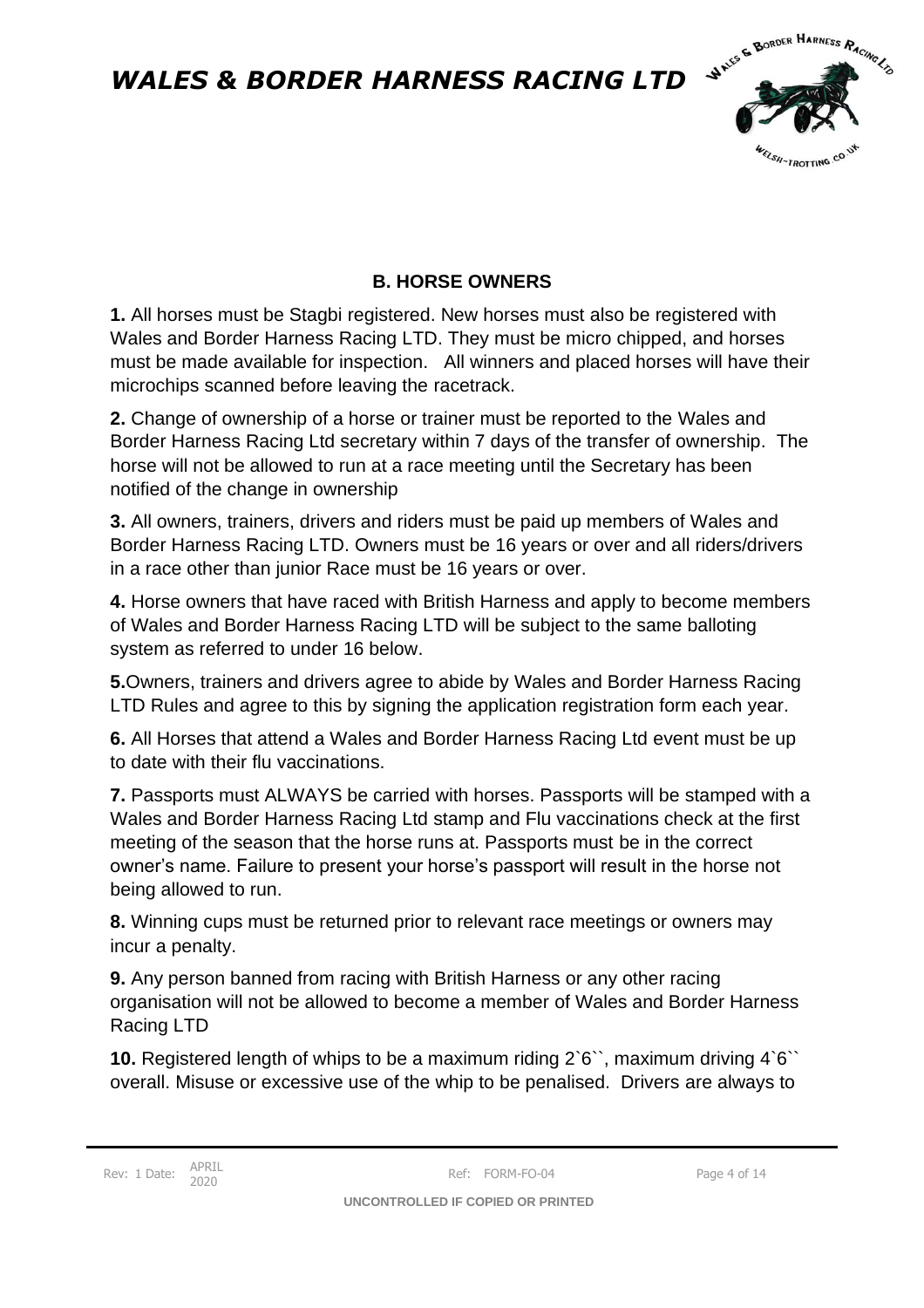## B. HORSE OWNERS

**1.** All horses must be Stagbi registered. New horses must also be registered with Wales and Border Harness Racing LTD. They must be micro chipped, and horses must be made available for inspection. All winners and placed horses will have their microchips scanned before leaving the racetrack.

**2.** Change of ownership of a horse or trainer must be reported to the Wales and Border Harness Racing Ltd secretary within 7 days of the transfer of ownership. The horse will not be allowed to run at a race meeting until the Secretary has been notified of the change in ownership

**3.** All owners, trainers, drivers and riders must be paid up members of Wales and Border Harness Racing LTD. Owners must be 16 years or over and all riders/drivers in a race other than junior Race must be 16 years or over.

**4.** Horse owners that have raced with British Harness and apply to become members of Wales and Border Harness Racing LTD will be subject to the same balloting system as referred to under 16 below.

**5.**Owners, trainers and drivers agree to abide by Wales and Border Harness Racing LTD Rules and agree to this by signing the application registration form each year.

**6.** All Horses that attend a Wales and Border Harness Racing Ltd event must be up to date with their flu vaccinations.

**7.** Passports must ALWAYS be carried with horses. Passports will be stamped with a Wales and Border Harness Racing Ltd stamp and Flu vaccinations check at the first meeting of the season that the horse runs at. Passports must be in the correct owner's name. Failure to present your horse's passport will result in the horse not being allowed to run.

**8.** Winning cups must be returned prior to relevant race meetings or owners may incur a penalty.

**9.** Any person banned from racing with British Harness or any other racing organisation will not be allowed to become a member of Wales and Border Harness Racing LTD

**10.** Registered length of whips to be a maximum riding 2`6``, maximum driving 4`6`` overall. Misuse or excessive use of the whip to be penalised. Drivers are always to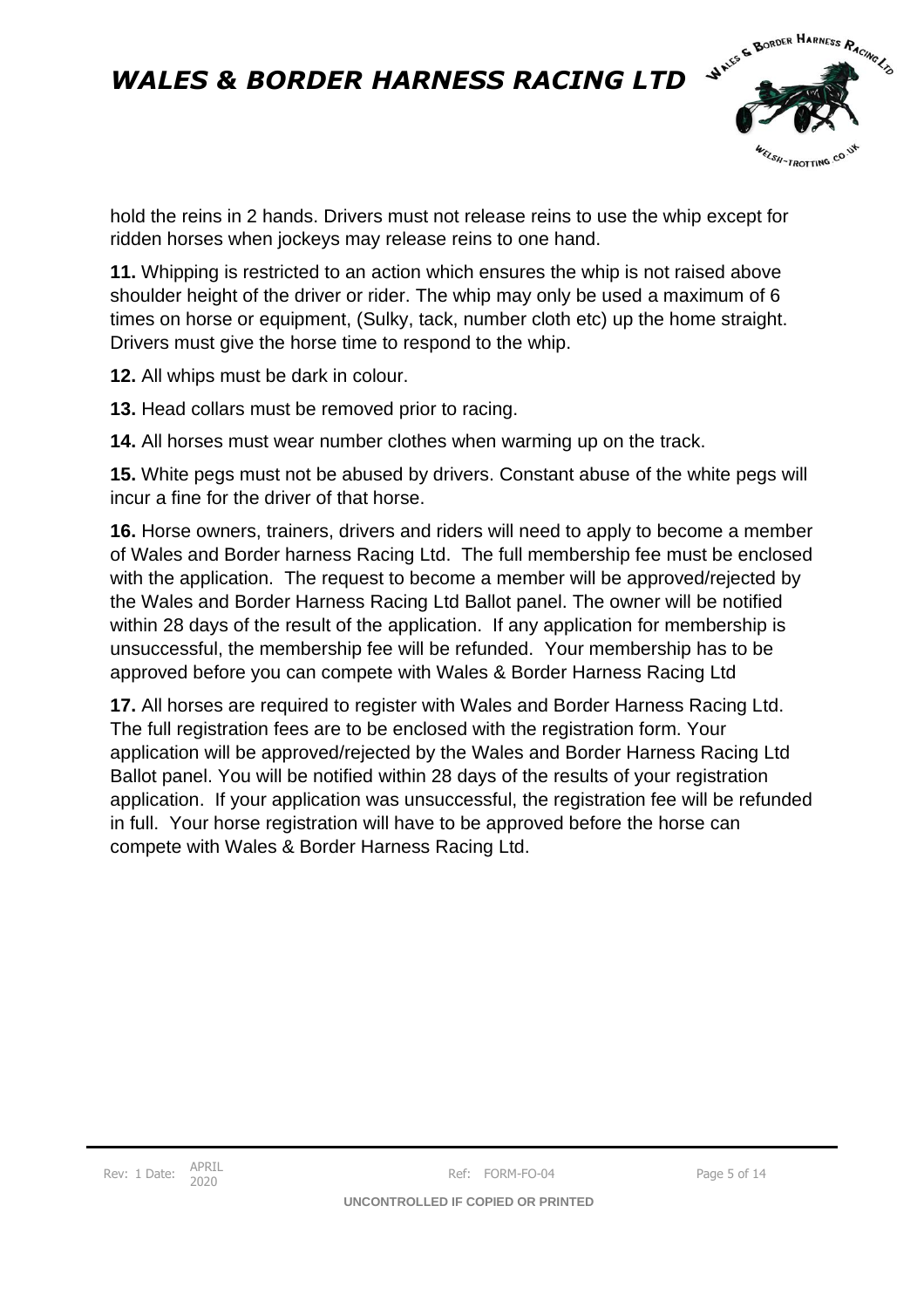hold the reins in 2 hands. Drivers must not release reins to use the whip except for ridden horses when jockeys may release reins to one hand.

**11.** Whipping is restricted to an action which ensures the whip is not raised above shoulder height of the driver or rider. The whip may only be used a maximum of 6 times on horse or equipment, (Sulky, tack, number cloth etc) up the home straight. Drivers must give the horse time to respond to the whip.

**12.** All whips must be dark in colour.

**13.** Head collars must be removed prior to racing.

**14.** All horses must wear number clothes when warming up on the track.

**15.** White pegs must not be abused by drivers. Constant abuse of the white pegs will incur a fine for the driver of that horse.

**16.** Horse owners, trainers, drivers and riders will need to apply to become a member of Wales and Border harness Racing Ltd. The full membership fee must be enclosed with the application. The request to become a member will be approved/rejected by the Wales and Border Harness Racing Ltd Ballot panel. The owner will be notified within 28 days of the result of the application. If any application for membership is unsuccessful, the membership fee will be refunded. Your membership has to be approved before you can compete with Wales & Border Harness Racing Ltd

**17.** All horses are required to register with Wales and Border Harness Racing Ltd. The full registration fees are to be enclosed with the registration form. Your application will be approved/rejected by the Wales and Border Harness Racing Ltd Ballot panel. You will be notified within 28 days of the results of your registration application. If your application was unsuccessful, the registration fee will be refunded in full. Your horse registration will have to be approved before the horse can compete with Wales & Border Harness Racing Ltd.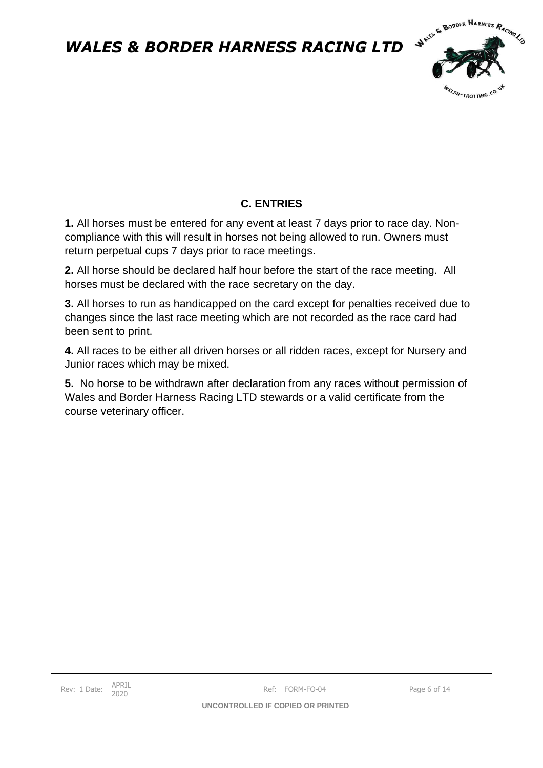## C. ENTRIES

**1.** All horses must be entered for any event at least 7 days prior to race day. Non-compliance with this will result in horses not being allowed to run. Owners must return perpetual cups 7 days prior to race meetings.

**2.** All horse should be declared half hour before the start of the race meeting. All horses must be declared with the race secretary on the day.

**3.** All horses to run as handicapped on the card except for penalties received due to changes since the last race meeting which are not recorded as the race card had been sent to print.

**4.** All races to be either all driven horses or all ridden races, except for Nursery and Junior races which may be mixed.

**5.** No horse to be withdrawn after declaration from any races without permission of Wales and Border Harness Racing LTD stewards or a valid certificate from the course veterinary officer.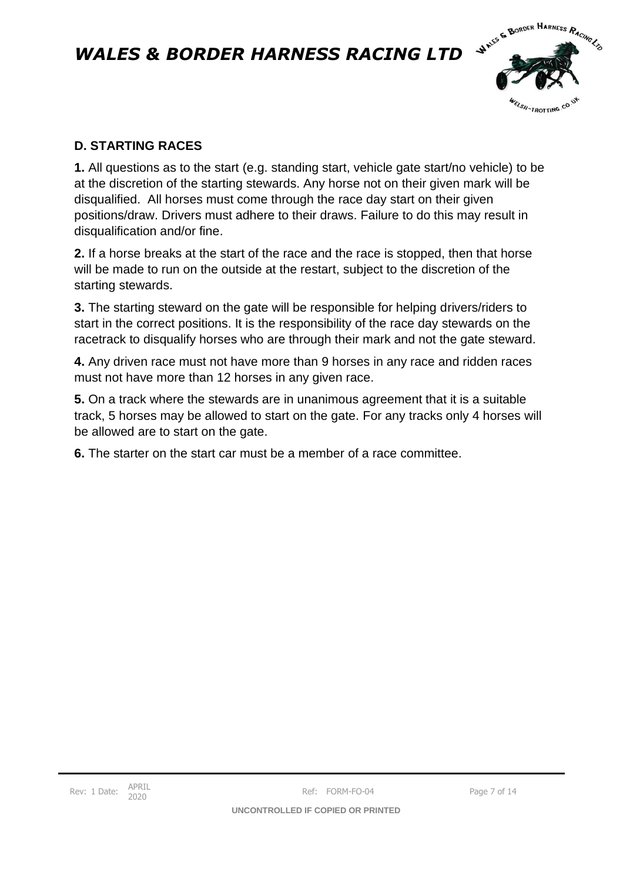## D. STARTING RACES

**1.** All questions as to the start (e.g. standing start, vehicle gate start/no vehicle) to be at the discretion of the starting stewards. Any horse not on their given mark will be disqualified. All horses must come through the race day start on their given positions/draw. Drivers must adhere to their draws. Failure to do this may result in disqualification and/or fine.

**2.** If a horse breaks at the start of the race and the race is stopped, then that horse will be made to run on the outside at the restart, subject to the discretion of the starting stewards.

**3.** The starting steward on the gate will be responsible for helping drivers/riders to start in the correct positions. It is the responsibility of the race day stewards on the racetrack to disqualify horses who are through their mark and not the gate steward.

**4.** Any driven race must not have more than 9 horses in any race and ridden races must not have more than 12 horses in any given race.

**5.** On a track where the stewards are in unanimous agreement that it is a suitable track, 5 horses may be allowed to start on the gate. For any tracks only 4 horses will be allowed are to start on the gate.

**6.** The starter on the start car must be a member of a race committee.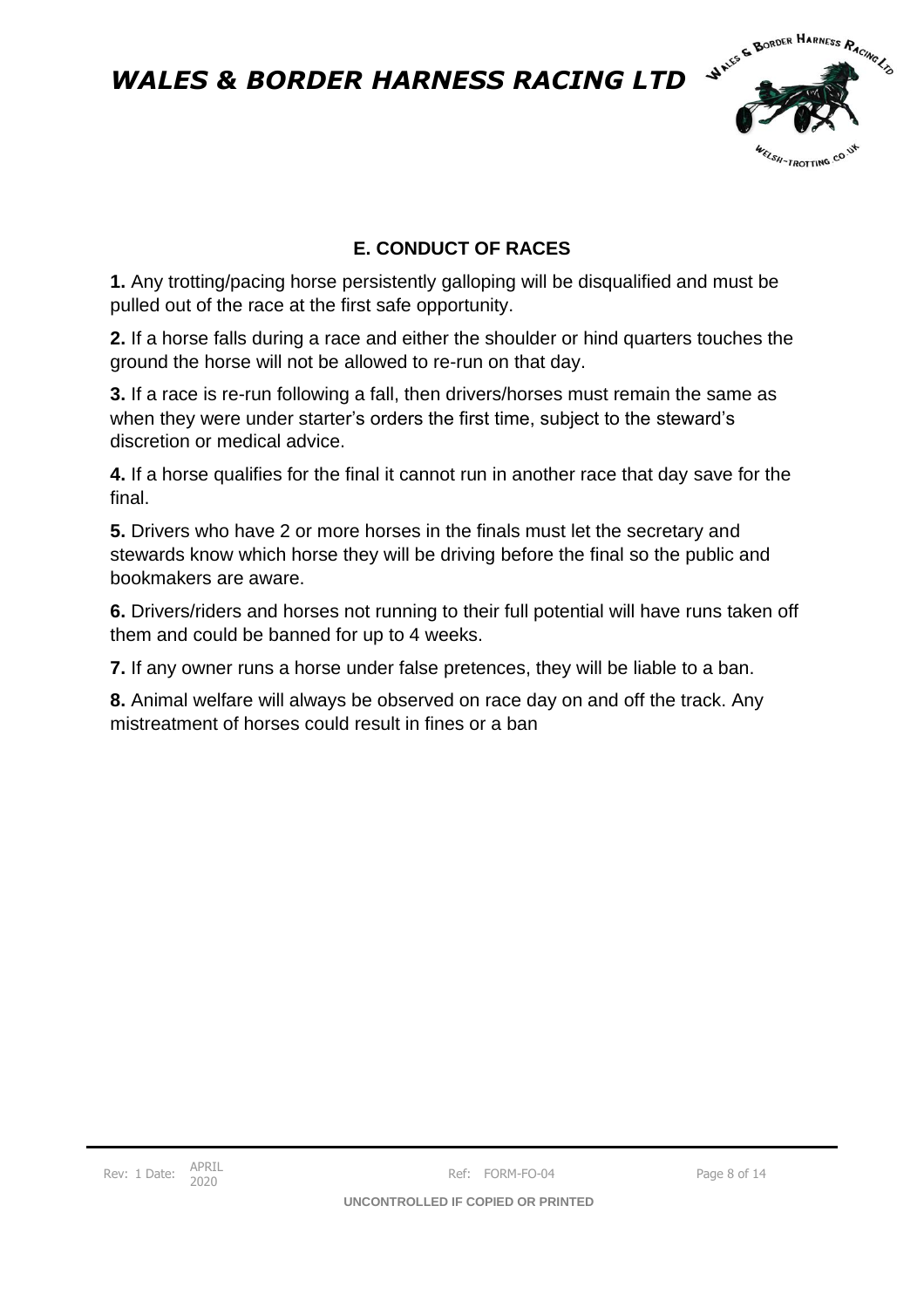## E. CONDUCT OF RACES

**1.** Any trotting/pacing horse persistently galloping will be disqualified and must be pulled out of the race at the first safe opportunity.

**2.** If a horse falls during a race and either the shoulder or hind quarters touches the ground the horse will not be allowed to re-run on that day.

**3.** If a race is re-run following a fall, then drivers/horses must remain the same as when they were under starter's orders the first time, subject to the steward's discretion or medical advice.

**4.** If a horse qualifies for the final it cannot run in another race that day save for the final.

**5.** Drivers who have 2 or more horses in the finals must let the secretary and stewards know which horse they will be driving before the final so the public and bookmakers are aware.

**6.** Drivers/riders and horses not running to their full potential will have runs taken off them and could be banned for up to 4 weeks.

**7.** If any owner runs a horse under false pretences, they will be liable to a ban.

**8.** Animal welfare will always be observed on race day on and off the track. Any mistreatment of horses could result in fines or a ban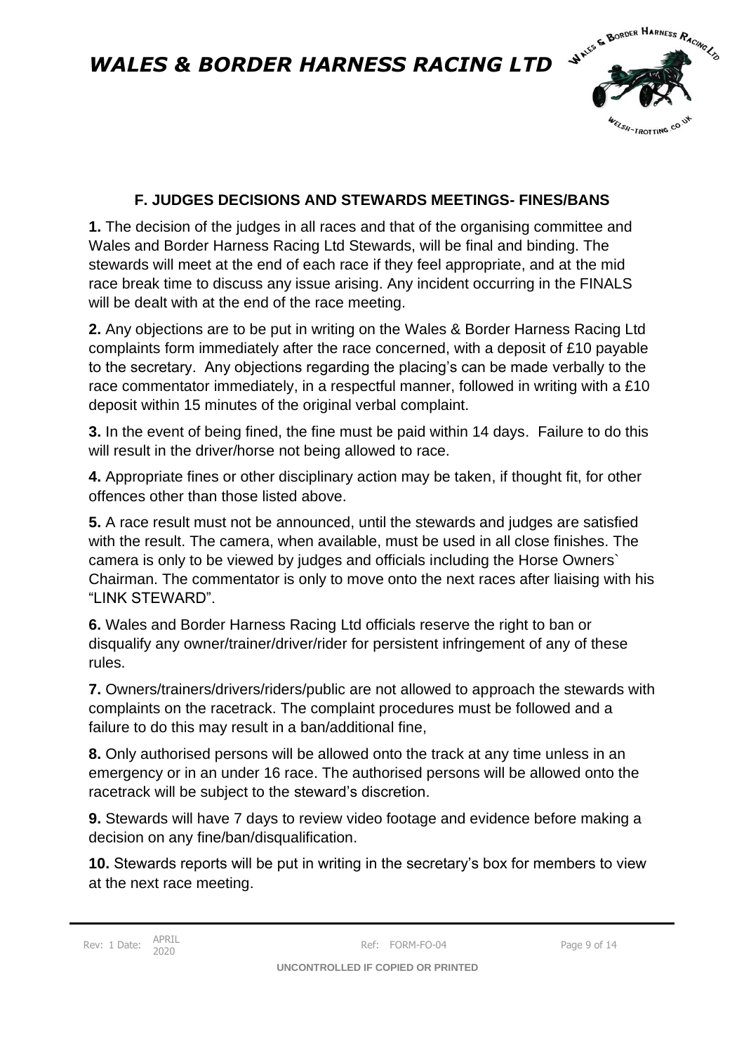## F. JUDGES DECISIONS AND STEWARDS MEETINGS- FINES/BANS

**1.** The decision of the judges in all races and that of the organising committee and Wales and Border Harness Racing Ltd Stewards, will be final and binding. The stewards will meet at the end of each race if they feel appropriate, and at the mid race break time to discuss any issue arising. Any incident occurring in the FINALS will be dealt with at the end of the race meeting.

**2.** Any objections are to be put in writing on the Wales & Border Harness Racing Ltd complaints form immediately after the race concerned, with a deposit of £10 payable to the secretary. Any objections regarding the placing's can be made verbally to the race commentator immediately, in a respectful manner, followed in writing with a £10 deposit within 15 minutes of the original verbal complaint.

**3.** In the event of being fined, the fine must be paid within 14 days. Failure to do this will result in the driver/horse not being allowed to race.

**4.** Appropriate fines or other disciplinary action may be taken, if thought fit, for other offences other than those listed above.

**5.** A race result must not be announced, until the stewards and judges are satisfied with the result. The camera, when available, must be used in all close finishes. The camera is only to be viewed by judges and officials including the Horse Owners` Chairman. The commentator is only to move onto the next races after liaising with his "LINK STEWARD".

**6.** Wales and Border Harness Racing Ltd officials reserve the right to ban or disqualify any owner/trainer/driver/rider for persistent infringement of any of these rules.

**7.** Owners/trainers/drivers/riders/public are not allowed to approach the stewards with complaints on the racetrack. The complaint procedures must be followed and a failure to do this may result in a ban/additional fine,

**8.** Only authorised persons will be allowed onto the track at any time unless in an emergency or in an under 16 race. The authorised persons will be allowed onto the racetrack will be subject to the steward's discretion.

**9.** Stewards will have 7 days to review video footage and evidence before making a decision on any fine/ban/disqualification.

**10.** Stewards reports will be put in writing in the secretary's box for members to view at the next race meeting.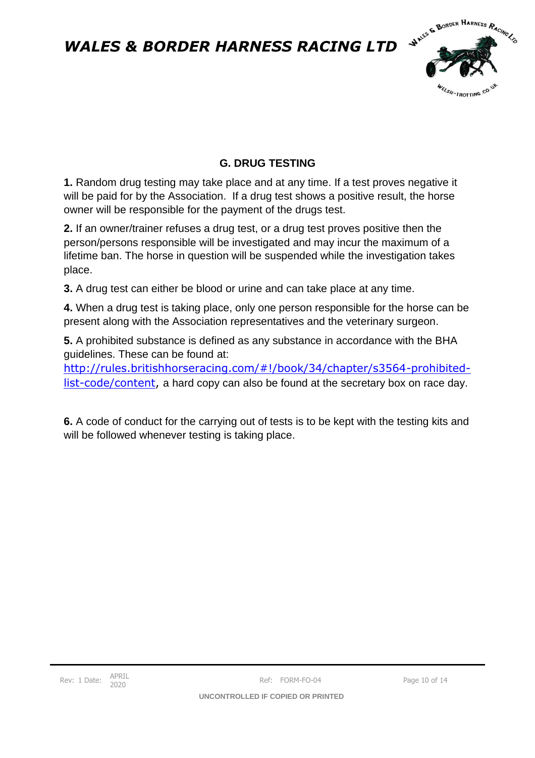## G. DRUG TESTING

**1.** Random drug testing may take place and at any time. If a test proves negative it will be paid for by the Association. If a drug test shows a positive result, the horse owner will be responsible for the payment of the drugs test.

**2.** If an owner/trainer refuses a drug test, or a drug test proves positive then the person/persons responsible will be investigated and may incur the maximum of a lifetime ban. The horse in question will be suspended while the investigation takes place.

**3.** A drug test can either be blood or urine and can take place at any time.

**4.** When a drug test is taking place, only one person responsible for the horse can be present along with the Association representatives and the veterinary surgeon.

**5.** A prohibited substance is defined as any substance in accordance with the BHA guidelines. These can be found at: http://rules.britishhorseracing.com/#!/book/34/chapter/s3564-prohibited-list-code/content, a hard copy can also be found at the secretary box on race day.

**6.** A code of conduct for the carrying out of tests is to be kept with the testing kits and will be followed whenever testing is taking place.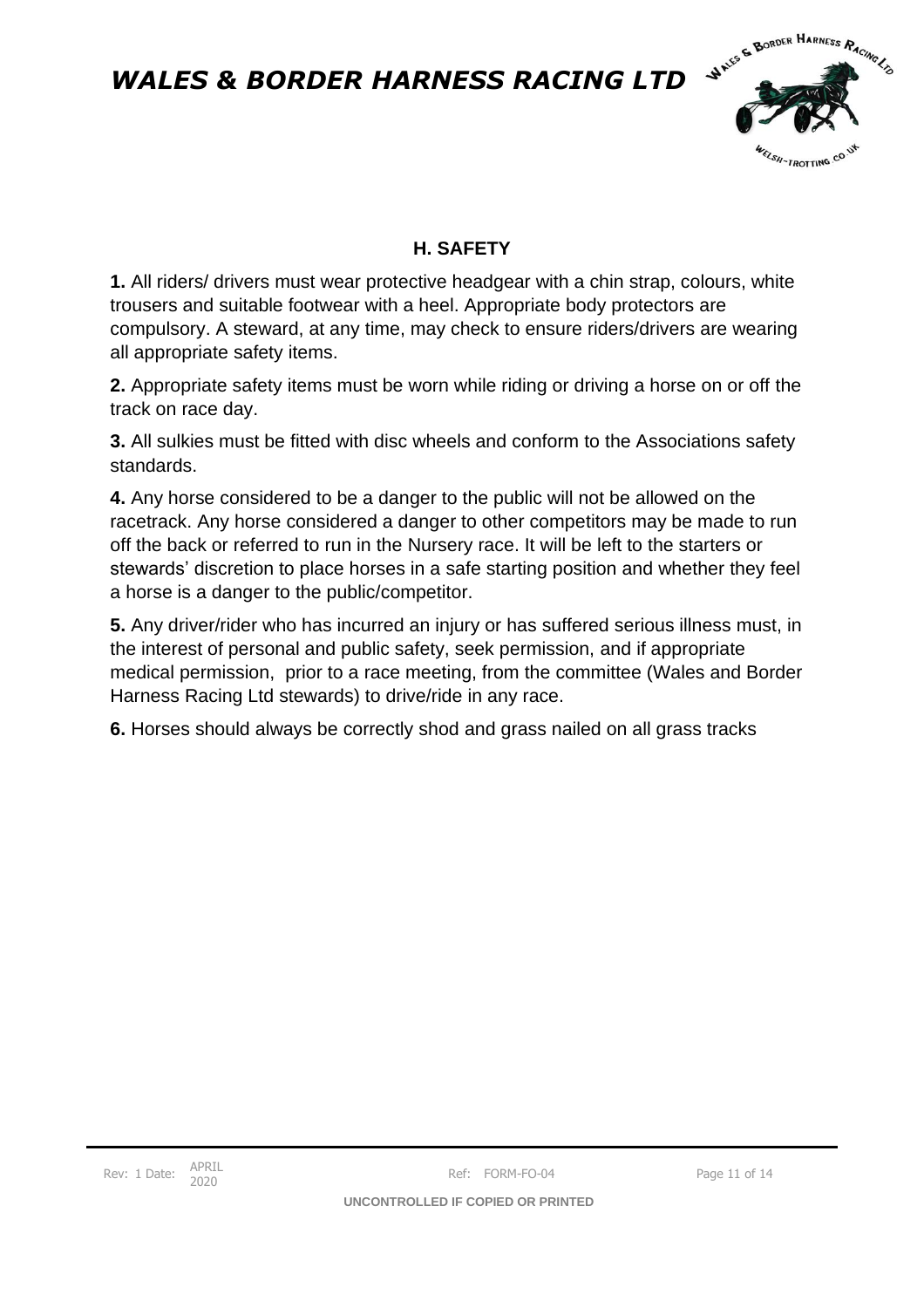## H. SAFETY

**1.** All riders/ drivers must wear protective headgear with a chin strap, colours, white trousers and suitable footwear with a heel. Appropriate body protectors are compulsory. A steward, at any time, may check to ensure riders/drivers are wearing all appropriate safety items.

**2.** Appropriate safety items must be worn while riding or driving a horse on or off the track on race day.

**3.** All sulkies must be fitted with disc wheels and conform to the Associations safety standards.

**4.** Any horse considered to be a danger to the public will not be allowed on the racetrack. Any horse considered a danger to other competitors may be made to run off the back or referred to run in the Nursery race. It will be left to the starters or stewards' discretion to place horses in a safe starting position and whether they feel a horse is a danger to the public/competitor.

**5.** Any driver/rider who has incurred an injury or has suffered serious illness must, in the interest of personal and public safety, seek permission, and if appropriate medical permission, prior to a race meeting, from the committee (Wales and Border Harness Racing Ltd stewards) to drive/ride in any race.

**6.** Horses should always be correctly shod and grass nailed on all grass tracks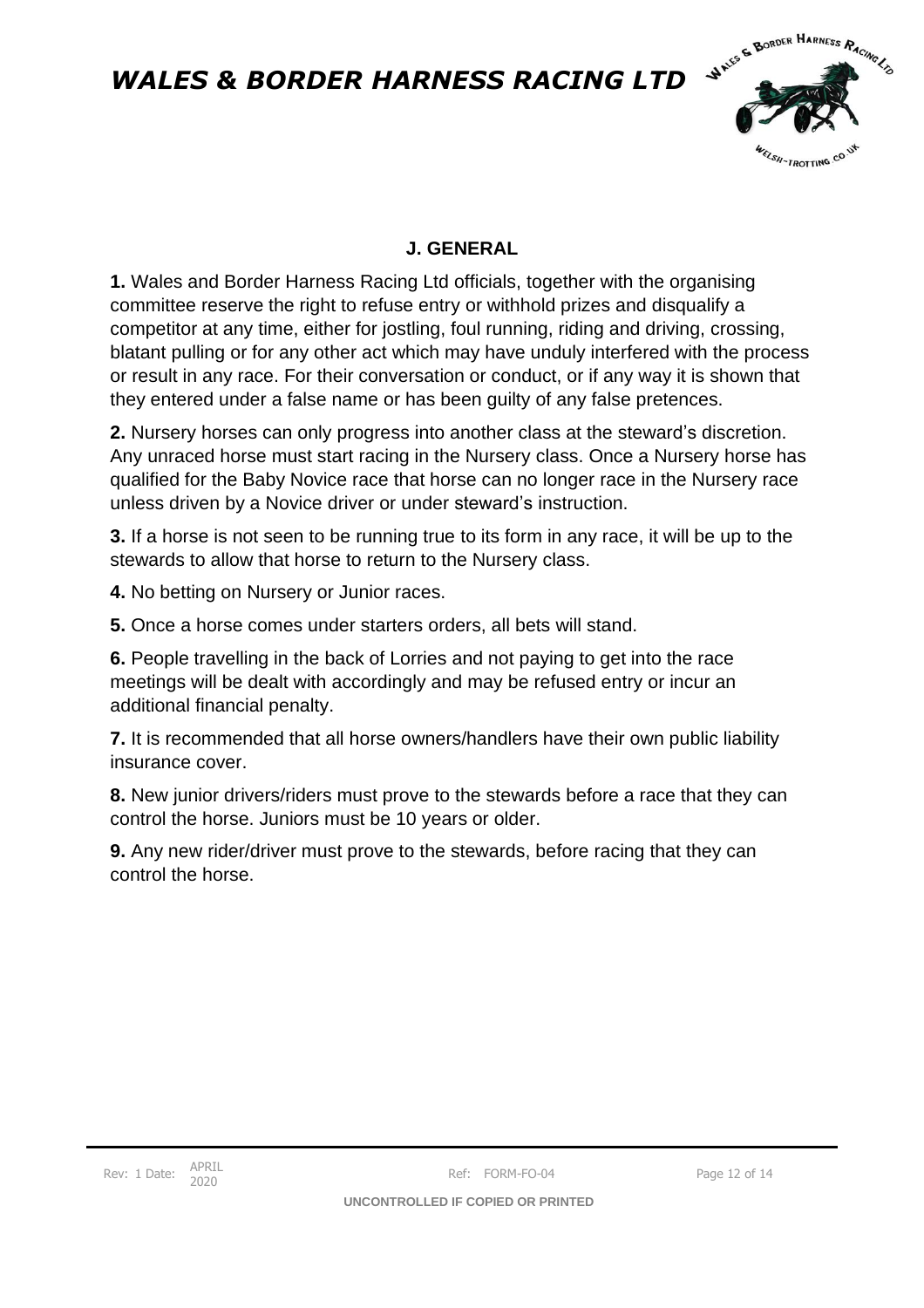## J. GENERAL

**1.** Wales and Border Harness Racing Ltd officials, together with the organising committee reserve the right to refuse entry or withhold prizes and disqualify a competitor at any time, either for jostling, foul running, riding and driving, crossing, blatant pulling or for any other act which may have unduly interfered with the process or result in any race. For their conversation or conduct, or if any way it is shown that they entered under a false name or has been guilty of any false pretences.

**2.** Nursery horses can only progress into another class at the steward's discretion. Any unraced horse must start racing in the Nursery class. Once a Nursery horse has qualified for the Baby Novice race that horse can no longer race in the Nursery race unless driven by a Novice driver or under steward's instruction.

**3.** If a horse is not seen to be running true to its form in any race, it will be up to the stewards to allow that horse to return to the Nursery class.

**4.** No betting on Nursery or Junior races.

**5.** Once a horse comes under starters orders, all bets will stand.

**6.** People travelling in the back of Lorries and not paying to get into the race meetings will be dealt with accordingly and may be refused entry or incur an additional financial penalty.

**7.** It is recommended that all horse owners/handlers have their own public liability insurance cover.

**8.** New junior drivers/riders must prove to the stewards before a race that they can control the horse. Juniors must be 10 years or older.

**9.** Any new rider/driver must prove to the stewards, before racing that they can control the horse.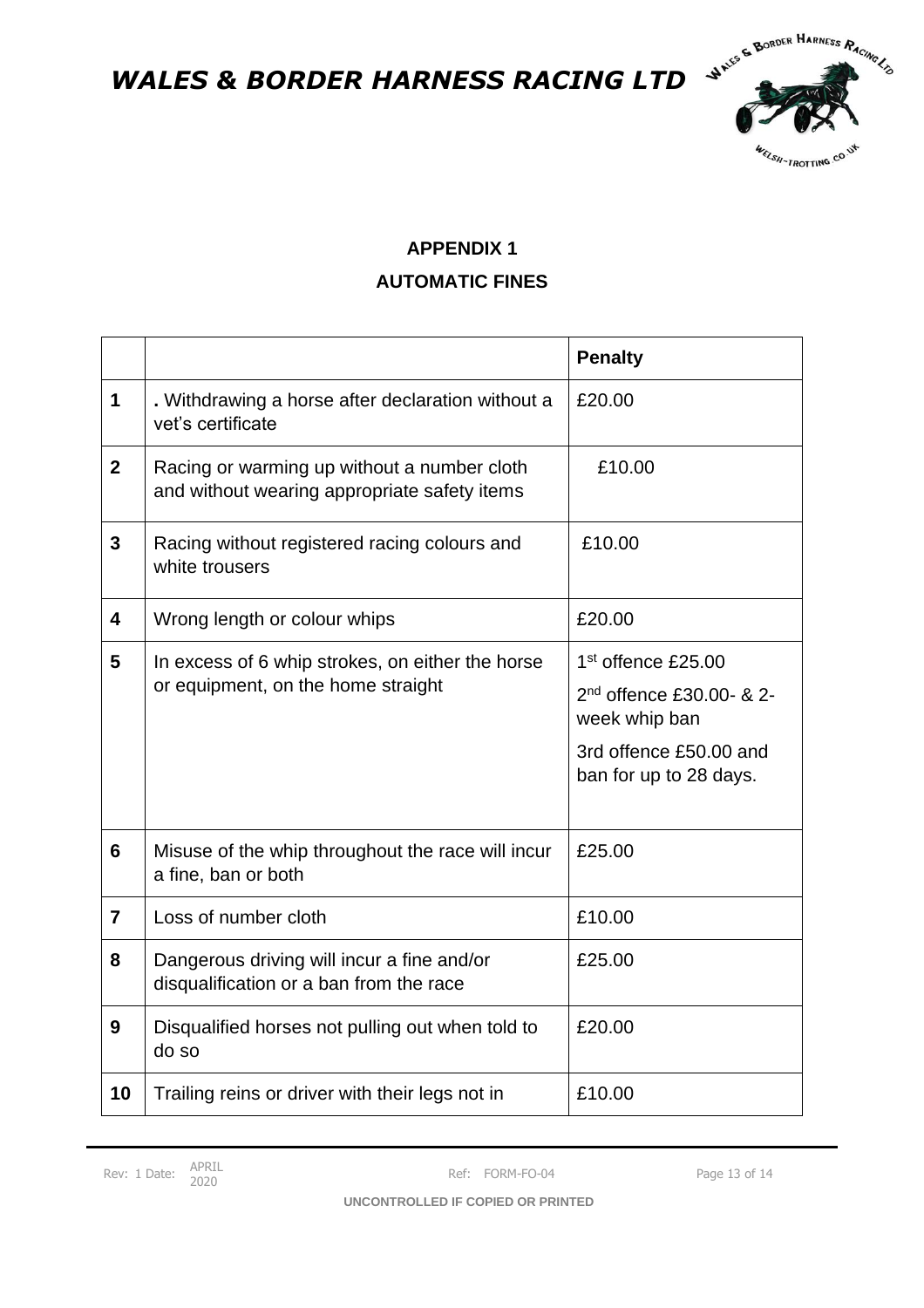## APPENDIX 1

## AUTOMATIC FINES

| | | **Penalty** |
|---|---|---|
| **1** | . Withdrawing a horse after declaration without a vet's certificate | £20.00 |
| **2** | Racing or warming up without a number cloth and without wearing appropriate safety items | £10.00 |
| **3** | Racing without registered racing colours and white trousers | £10.00 |
| **4** | Wrong length or colour whips | £20.00 |
| **5** | In excess of 6 whip strokes, on either the horse or equipment, on the home straight | 1st offence £25.00<br>2nd offence £30.00- & 2-week whip ban<br>3rd offence £50.00 and ban for up to 28 days. |
| **6** | Misuse of the whip throughout the race will incur a fine, ban or both | £25.00 |
| **7** | Loss of number cloth | £10.00 |
| **8** | Dangerous driving will incur a fine and/or disqualification or a ban from the race | £25.00 |
| **9** | Disqualified horses not pulling out when told to do so | £20.00 |
| **10** | Trailing reins or driver with their legs not in | £10.00 |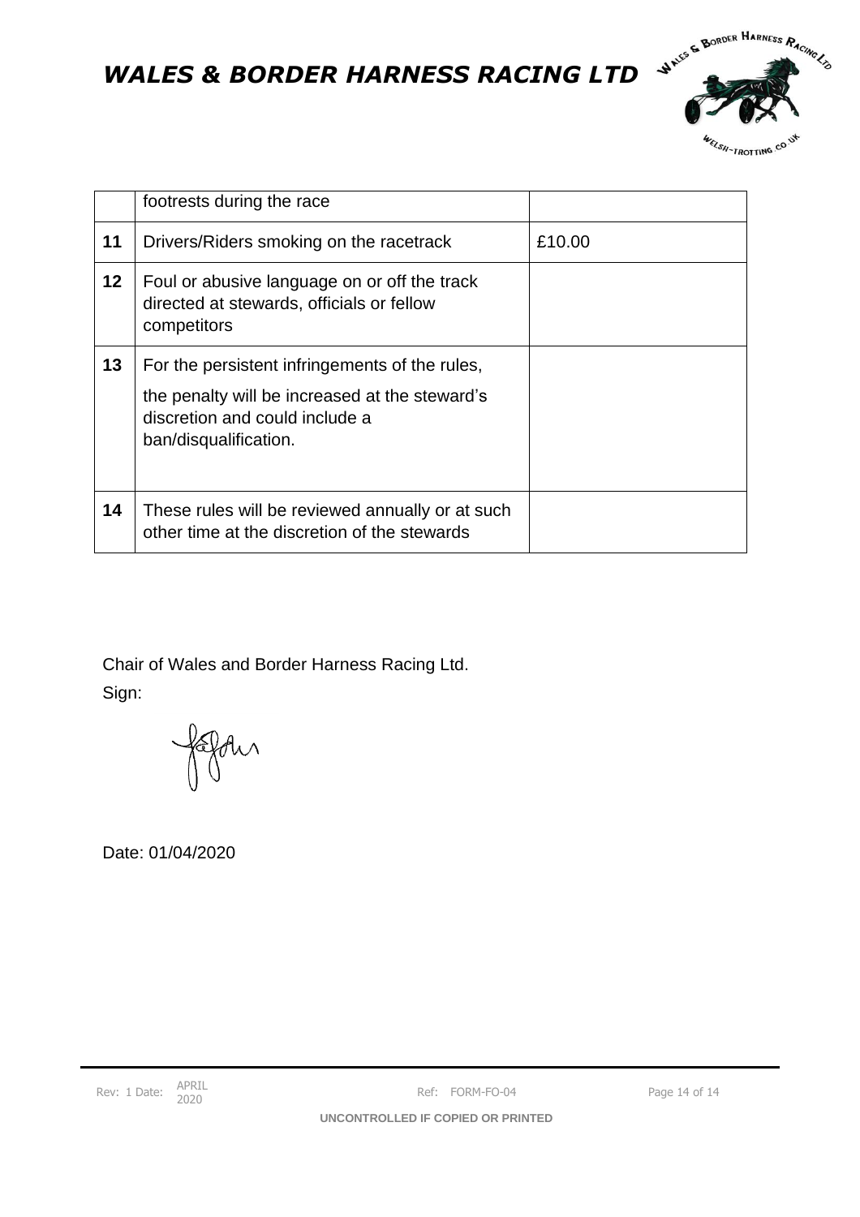| | | |
|---|---|---|
| | footrests during the race | |
| **11** | Drivers/Riders smoking on the racetrack | £10.00 |
| **12** | Foul or abusive language on or off the track directed at stewards, officials or fellow competitors | |
| **13** | For the persistent infringements of the rules, the penalty will be increased at the steward's discretion and could include a ban/disqualification. | |
| **14** | These rules will be reviewed annually or at such other time at the discretion of the stewards | |

Chair of Wales and Border Harness Racing Ltd.

Sign:

Date: 01/04/2020